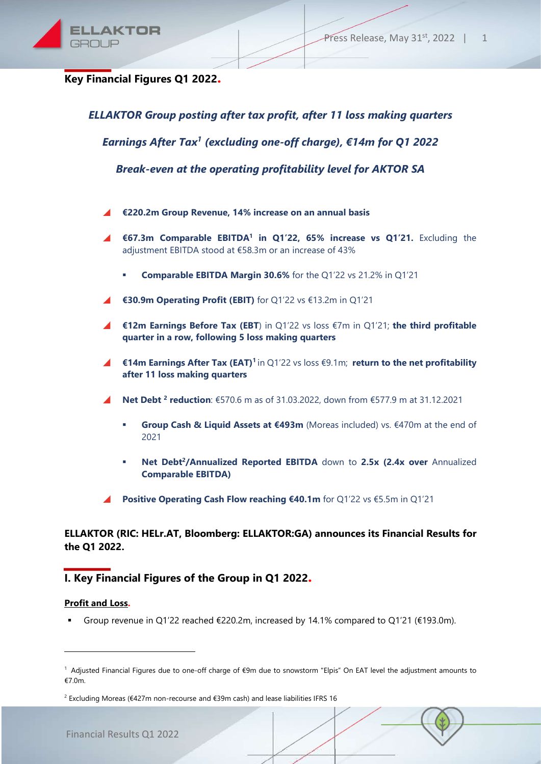## Key Financial Figures Q1 2022.

***ELLAKTOR Group posting after tax profit, after 11 loss making quarters***

***Earnings After Tax[1] (excluding one-off charge), €14m for Q1 2022***

***Break-even at the operating profitability level for AKTOR SA***

- **€220.2m Group Revenue, 14% increase on an annual basis**
- **€67.3m Comparable EBITDA[1] in Q1'22, 65% increase vs Q1'21.** Excluding the adjustment EBITDA stood at €58.3m or an increase of 43%
  - **Comparable EBITDA Margin 30.6%** for the Q1'22 vs 21.2% in Q1'21
- **€30.9m Operating Profit (EBIT)** for Q1'22 vs €13.2m in Q1'21
- **€12m Earnings Before Tax (EBT**) in Q1'22 vs loss €7m in Q1'21; **the third profitable quarter in a row, following 5 loss making quarters**
- **€14m Earnings After Tax (EAT)[1]** in Q1'22 vs loss €9.1m; **return to the net profitability after 11 loss making quarters**
- **Net Debt [2] reduction**: €570.6 m as of 31.03.2022, down from €577.9 m at 31.12.2021
  - **Group Cash & Liquid Assets at €493m** (Moreas included) vs. €470m at the end of 2021
  - **Net Debt[2]/Annualized Reported EBITDA** down to **2.5x (2.4x over** Annualized **Comparable EBITDA)**
- **Positive Operating Cash Flow reaching €40.1m** for Q1'22 vs €5.5m in Q1'21

**ELLAKTOR (RIC: HELr.AT, Bloomberg: ELLAKTOR:GA) announces its Financial Results for the Q1 2022.**

## I. Key Financial Figures of the Group in Q1 2022.

**Profit and Loss.**

- Group revenue in Q1'22 reached €220.2m, increased by 14.1% compared to Q1'21 (€193.0m).

---

[1] Adjusted Financial Figures due to one-off charge of €9m due to snowstorm "Elpis" On EAT level the adjustment amounts to €7.0m.

[2] Excluding Moreas (€427m non-recourse and €39m cash) and lease liabilities IFRS 16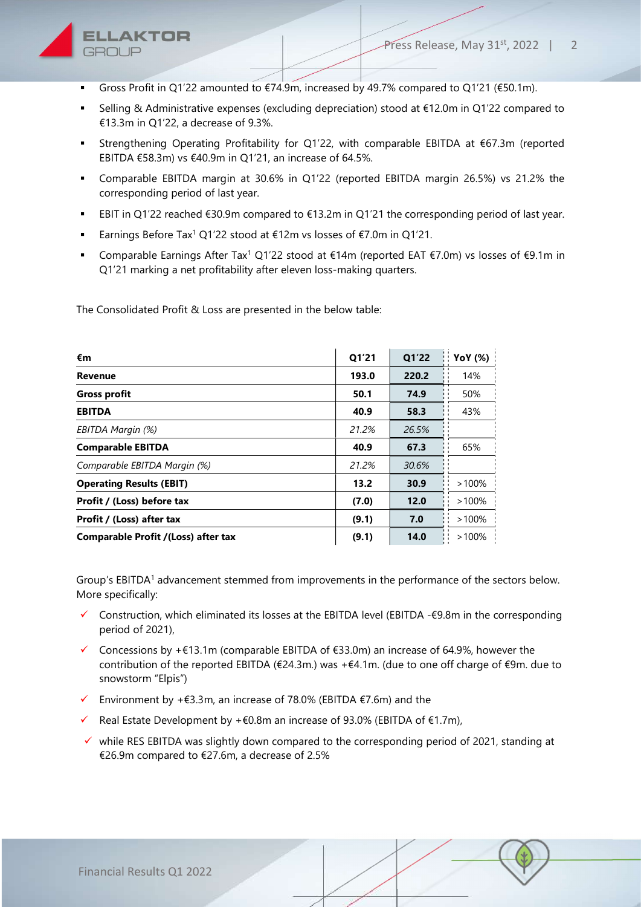- Gross Profit in Q1'22 amounted to €74.9m, increased by 49.7% compared to Q1'21 (€50.1m).
- Selling & Administrative expenses (excluding depreciation) stood at €12.0m in Q1'22 compared to €13.3m in Q1'22, a decrease of 9.3%.
- Strengthening Operating Profitability for Q1'22, with comparable EBITDA at €67.3m (reported EBITDA €58.3m) vs €40.9m in Q1'21, an increase of 64.5%.
- Comparable EBITDA margin at 30.6% in Q1'22 (reported EBITDA margin 26.5%) vs 21.2% the corresponding period of last year.
- EBIT in Q1'22 reached €30.9m compared to €13.2m in Q1'21 the corresponding period of last year.
- Earnings Before Tax[1] Q1'22 stood at €12m vs losses of €7.0m in Q1'21.
- Comparable Earnings After Tax[1] Q1'22 stood at €14m (reported EAT €7.0m) vs losses of €9.1m in Q1'21 marking a net profitability after eleven loss-making quarters.

The Consolidated Profit & Loss are presented in the below table:

| €m | Q1'21 | Q1'22 | YoY (%) |
|---|---|---|---|
| **Revenue** | **193.0** | **220.2** | 14% |
| **Gross profit** | **50.1** | **74.9** | 50% |
| **EBITDA** | **40.9** | **58.3** | 43% |
| *EBITDA Margin (%)* | *21.2%* | *26.5%* | |
| **Comparable EBITDA** | **40.9** | **67.3** | 65% |
| *Comparable EBITDA Margin (%)* | *21.2%* | *30.6%* | |
| **Operating Results (EBIT)** | **13.2** | **30.9** | >100% |
| **Profit / (Loss) before tax** | **(7.0)** | **12.0** | >100% |
| **Profit / (Loss) after tax** | **(9.1)** | **7.0** | >100% |
| **Comparable Profit /(Loss) after tax** | **(9.1)** | **14.0** | >100% |

Group's EBITDA[1] advancement stemmed from improvements in the performance of the sectors below. More specifically:

- ✓ Construction, which eliminated its losses at the EBITDA level (EBITDA -€9.8m in the corresponding period of 2021),
- ✓ Concessions by +€13.1m (comparable EBITDA of €33.0m) an increase of 64.9%, however the contribution of the reported EBITDA (€24.3m.) was +€4.1m. (due to one off charge of €9m. due to snowstorm "Elpis")
- ✓ Environment by +€3.3m, an increase of 78.0% (EBITDA €7.6m) and the
- ✓ Real Estate Development by +€0.8m an increase of 93.0% (EBITDA of €1.7m),
- ✓ while RES EBITDA was slightly down compared to the corresponding period of 2021, standing at €26.9m compared to €27.6m, a decrease of 2.5%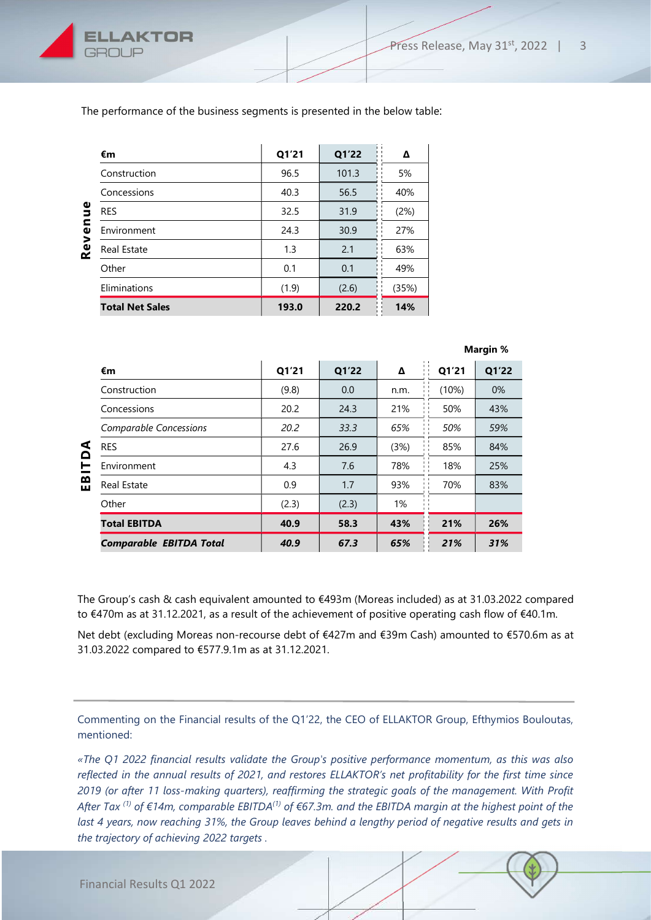The performance of the business segments is presented in the below table:

| | €m | Q1'21 | Q1'22 | Δ |
|---|---|---|---|---|
| Revenue | Construction | 96.5 | 101.3 | 5% |
| | Concessions | 40.3 | 56.5 | 40% |
| | RES | 32.5 | 31.9 | (2%) |
| | Environment | 24.3 | 30.9 | 27% |
| | Real Estate | 1.3 | 2.1 | 63% |
| | Other | 0.1 | 0.1 | 49% |
| | Eliminations | (1.9) | (2.6) | (35%) |
| | **Total Net Sales** | **193.0** | **220.2** | **14%** |

| | | | | | Margin % | |
|---|---|---|---|---|---|---|
| | €m | Q1'21 | Q1'22 | Δ | Q1'21 | Q1'22 |
| EBITDA | Construction | (9.8) | 0.0 | n.m. | (10%) | 0% |
| | Concessions | 20.2 | 24.3 | 21% | 50% | 43% |
| | *Comparable Concessions* | *20.2* | *33.3* | *65%* | *50%* | *59%* |
| | RES | 27.6 | 26.9 | (3%) | 85% | 84% |
| | Environment | 4.3 | 7.6 | 78% | 18% | 25% |
| | Real Estate | 0.9 | 1.7 | 93% | 70% | 83% |
| | Other | (2.3) | (2.3) | 1% | | |
| | **Total EBITDA** | **40.9** | **58.3** | **43%** | **21%** | **26%** |
| | ***Comparable EBITDA Total*** | ***40.9*** | ***67.3*** | ***65%*** | ***21%*** | ***31%*** |

The Group's cash & cash equivalent amounted to €493m (Moreas included) as at 31.03.2022 compared to €470m as at 31.12.2021, as a result of the achievement of positive operating cash flow of €40.1m.

Net debt (excluding Moreas non-recourse debt of €427m and €39m Cash) amounted to €570.6m as at 31.03.2022 compared to €577.9.1m as at 31.12.2021.

---

Commenting on the Financial results of the Q1'22, the CEO of ELLAKTOR Group, Efthymios Bouloutas, mentioned:

*«The Q1 2022 financial results validate the Group's positive performance momentum, as this was also reflected in the annual results of 2021, and restores ELLAKTOR's net profitability for the first time since 2019 (or after 11 loss-making quarters), reaffirming the strategic goals of the management. With Profit After Tax [(1)] of €14m, comparable EBITDA[(1)] of €67.3m. and the EBITDA margin at the highest point of the last 4 years, now reaching 31%, the Group leaves behind a lengthy period of negative results and gets in the trajectory of achieving 2022 targets .*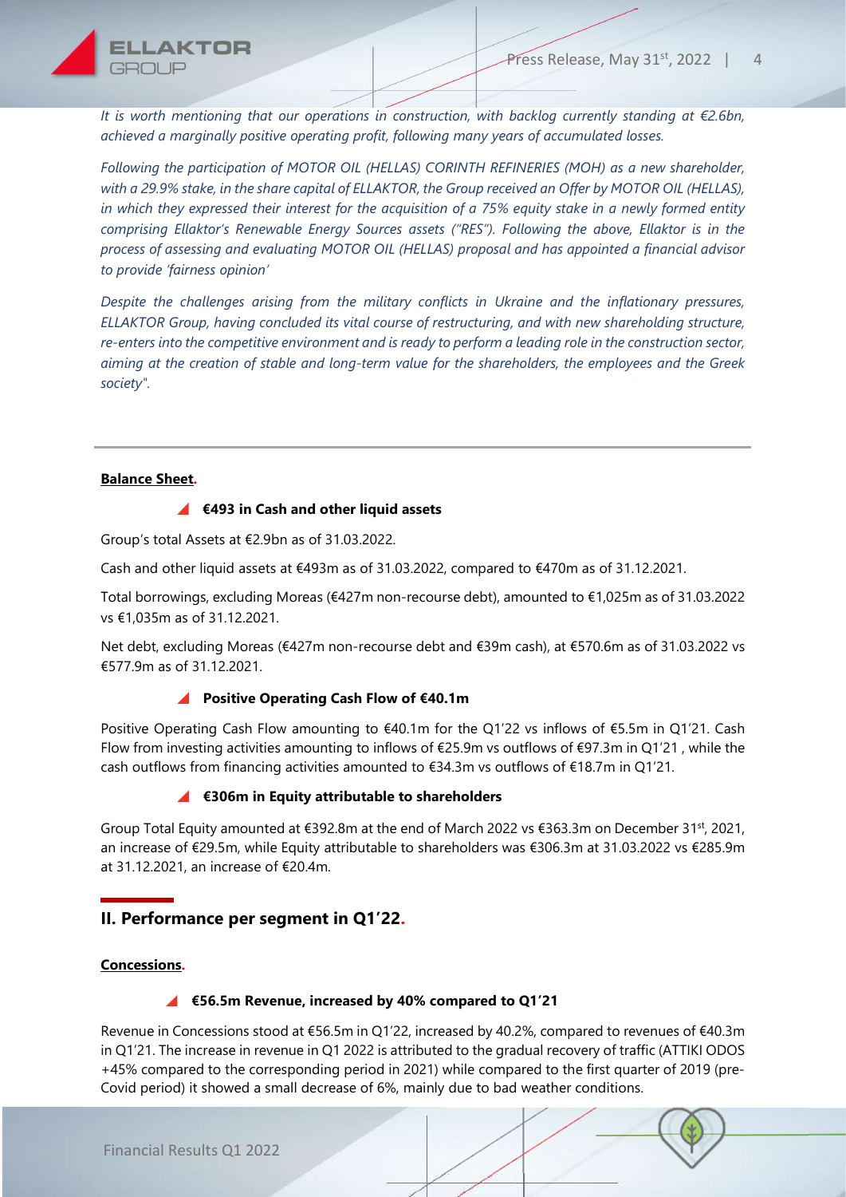*It is worth mentioning that our operations in construction, with backlog currently standing at €2.6bn, achieved a marginally positive operating profit, following many years of accumulated losses.*

*Following the participation of MOTOR OIL (HELLAS) CORINTH REFINERIES (MOH) as a new shareholder, with a 29.9% stake, in the share capital of ELLAKTOR, the Group received an Offer by MOTOR OIL (HELLAS), in which they expressed their interest for the acquisition of a 75% equity stake in a newly formed entity comprising Ellaktor's Renewable Energy Sources assets ("RES"). Following the above, Ellaktor is in the process of assessing and evaluating MOTOR OIL (HELLAS) proposal and has appointed a financial advisor to provide 'fairness opinion'*

*Despite the challenges arising from the military conflicts in Ukraine and the inflationary pressures, ELLAKTOR Group, having concluded its vital course of restructuring, and with new shareholding structure, re-enters into the competitive environment and is ready to perform a leading role in the construction sector, aiming at the creation of stable and long-term value for the shareholders, the employees and the Greek society".*

---

**Balance Sheet.**

- **€493 in Cash and other liquid assets**

Group's total Assets at €2.9bn as of 31.03.2022.

Cash and other liquid assets at €493m as of 31.03.2022, compared to €470m as of 31.12.2021.

Total borrowings, excluding Moreas (€427m non-recourse debt), amounted to €1,025m as of 31.03.2022 vs €1,035m as of 31.12.2021.

Net debt, excluding Moreas (€427m non-recourse debt and €39m cash), at €570.6m as of 31.03.2022 vs €577.9m as of 31.12.2021.

- **Positive Operating Cash Flow of €40.1m**

Positive Operating Cash Flow amounting to €40.1m for the Q1'22 vs inflows of €5.5m in Q1'21. Cash Flow from investing activities amounting to inflows of €25.9m vs outflows of €97.3m in Q1'21 , while the cash outflows from financing activities amounted to €34.3m vs outflows of €18.7m in Q1'21.

- **€306m in Equity attributable to shareholders**

Group Total Equity amounted at €392.8m at the end of March 2022 vs €363.3m on December 31st, 2021, an increase of €29.5m, while Equity attributable to shareholders was €306.3m at 31.03.2022 vs €285.9m at 31.12.2021, an increase of €20.4m.

## II. Performance per segment in Q1'22.

**Concessions.**

- **€56.5m Revenue, increased by 40% compared to Q1'21**

Revenue in Concessions stood at €56.5m in Q1'22, increased by 40.2%, compared to revenues of €40.3m in Q1'21. The increase in revenue in Q1 2022 is attributed to the gradual recovery of traffic (ATTIKI ODOS +45% compared to the corresponding period in 2021) while compared to the first quarter of 2019 (pre-Covid period) it showed a small decrease of 6%, mainly due to bad weather conditions.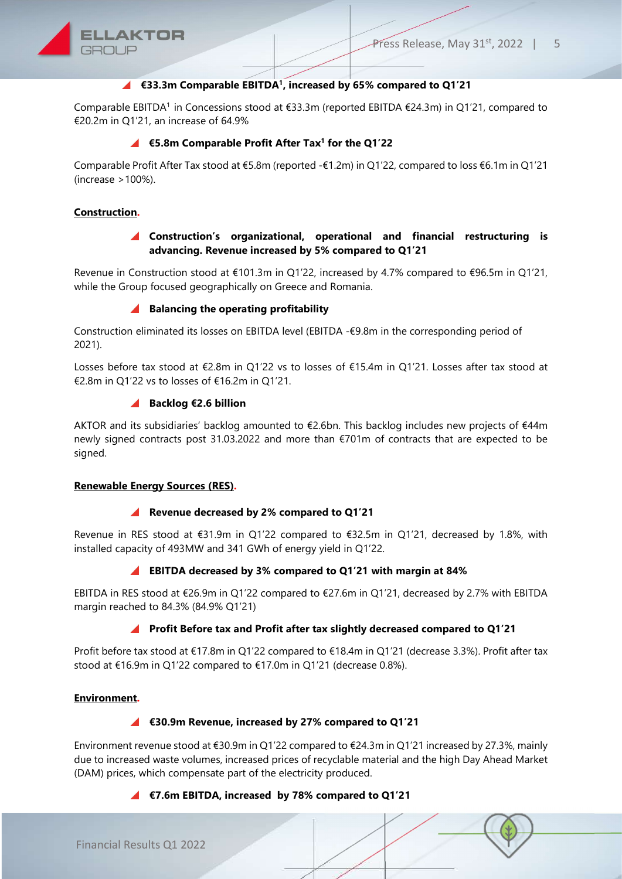**€33.3m Comparable EBITDA[1], increased by 65% compared to Q1'21**

Comparable EBITDA[1] in Concessions stood at €33.3m (reported EBITDA €24.3m) in Q1'21, compared to €20.2m in Q1'21, an increase of 64.9%

**€5.8m Comparable Profit After Tax[1] for the Q1'22**

Comparable Profit After Tax stood at €5.8m (reported -€1.2m) in Q1'22, compared to loss €6.1m in Q1'21 (increase >100%).

## Construction.

**Construction's organizational, operational and financial restructuring is advancing. Revenue increased by 5% compared to Q1'21**

Revenue in Construction stood at €101.3m in Q1'22, increased by 4.7% compared to €96.5m in Q1'21, while the Group focused geographically on Greece and Romania.

**Balancing the operating profitability**

Construction eliminated its losses on EBITDA level (EBITDA -€9.8m in the corresponding period of 2021).

Losses before tax stood at €2.8m in Q1'22 vs to losses of €15.4m in Q1'21. Losses after tax stood at €2.8m in Q1'22 vs to losses of €16.2m in Q1'21.

**Backlog €2.6 billion**

AKTOR and its subsidiaries' backlog amounted to €2.6bn. This backlog includes new projects of €44m newly signed contracts post 31.03.2022 and more than €701m of contracts that are expected to be signed.

## Renewable Energy Sources (RES).

**Revenue decreased by 2% compared to Q1'21**

Revenue in RES stood at €31.9m in Q1'22 compared to €32.5m in Q1'21, decreased by 1.8%, with installed capacity of 493MW and 341 GWh of energy yield in Q1'22.

**EBITDA decreased by 3% compared to Q1'21 with margin at 84%**

EBITDA in RES stood at €26.9m in Q1'22 compared to €27.6m in Q1'21, decreased by 2.7% with EBITDA margin reached to 84.3% (84.9% Q1'21)

**Profit Before tax and Profit after tax slightly decreased compared to Q1'21**

Profit before tax stood at €17.8m in Q1'22 compared to €18.4m in Q1'21 (decrease 3.3%). Profit after tax stood at €16.9m in Q1'22 compared to €17.0m in Q1'21 (decrease 0.8%).

## Environment.

**€30.9m Revenue, increased by 27% compared to Q1'21**

Environment revenue stood at €30.9m in Q1'22 compared to €24.3m in Q1'21 increased by 27.3%, mainly due to increased waste volumes, increased prices of recyclable material and the high Day Ahead Market (DAM) prices, which compensate part of the electricity produced.

**€7.6m EBITDA, increased by 78% compared to Q1'21**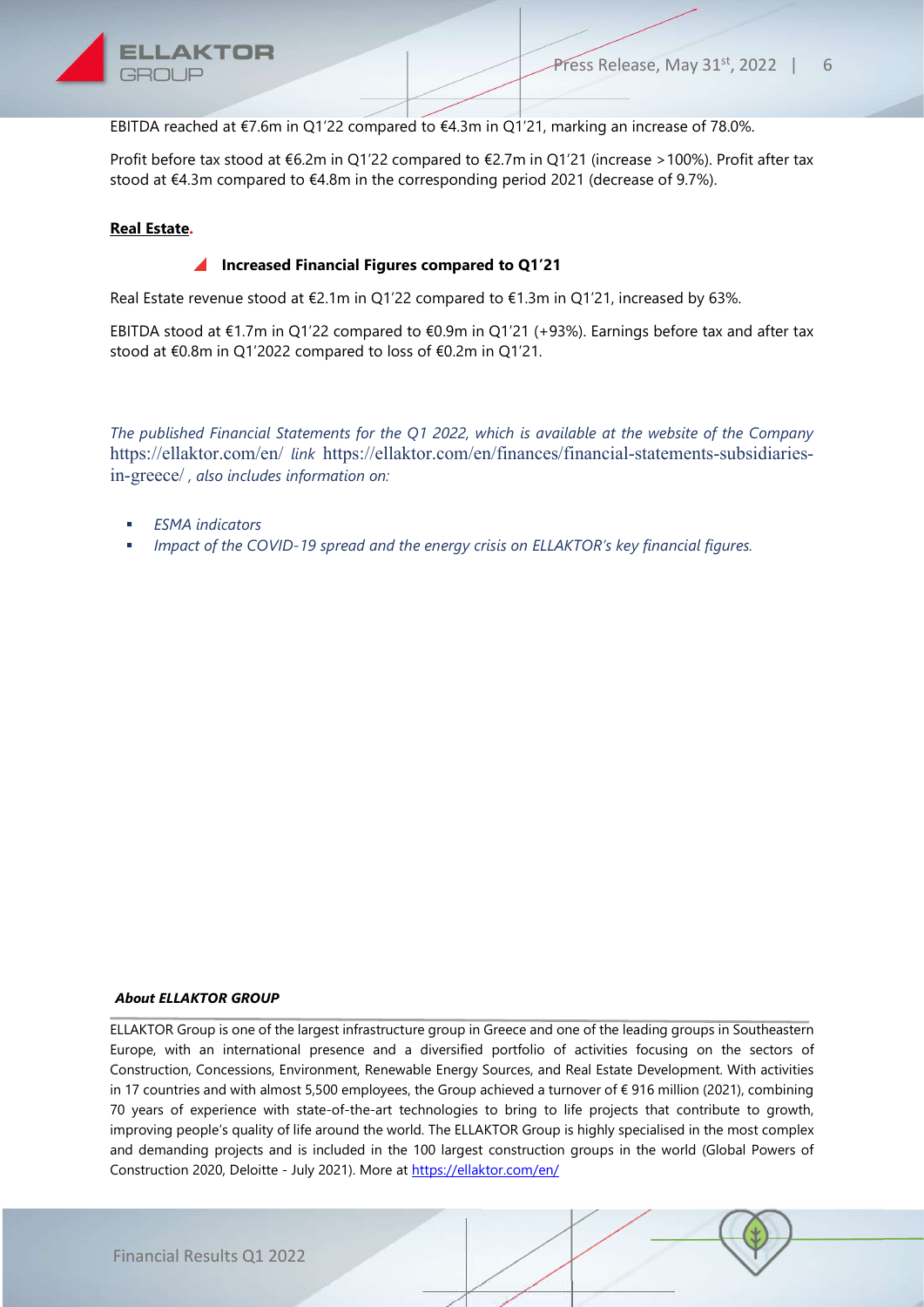EBITDA reached at €7.6m in Q1'22 compared to €4.3m in Q1'21, marking an increase of 78.0%.

Profit before tax stood at €6.2m in Q1'22 compared to €2.7m in Q1'21 (increase >100%). Profit after tax stood at €4.3m compared to €4.8m in the corresponding period 2021 (decrease of 9.7%).

**Real Estate.**

- **Increased Financial Figures compared to Q1'21**

Real Estate revenue stood at €2.1m in Q1'22 compared to €1.3m in Q1'21, increased by 63%.

EBITDA stood at €1.7m in Q1'22 compared to €0.9m in Q1'21 (+93%). Earnings before tax and after tax stood at €0.8m in Q1'2022 compared to loss of €0.2m in Q1'21.

*The published Financial Statements for the Q1 2022, which is available at the website of the Company* https://ellaktor.com/en/ *link* https://ellaktor.com/en/finances/financial-statements-subsidiaries-in-greece/ *, also includes information on:*

- *ESMA indicators*
- *Impact of the COVID-19 spread and the energy crisis on ELLAKTOR's key financial figures.*

***About ELLAKTOR GROUP***

ELLAKTOR Group is one of the largest infrastructure group in Greece and one of the leading groups in Southeastern Europe, with an international presence and a diversified portfolio of activities focusing on the sectors of Construction, Concessions, Environment, Renewable Energy Sources, and Real Estate Development. With activities in 17 countries and with almost 5,500 employees, the Group achieved a turnover of € 916 million (2021), combining 70 years of experience with state-of-the-art technologies to bring to life projects that contribute to growth, improving people's quality of life around the world. The ELLAKTOR Group is highly specialised in the most complex and demanding projects and is included in the 100 largest construction groups in the world (Global Powers of Construction 2020, Deloitte - July 2021). More at https://ellaktor.com/en/